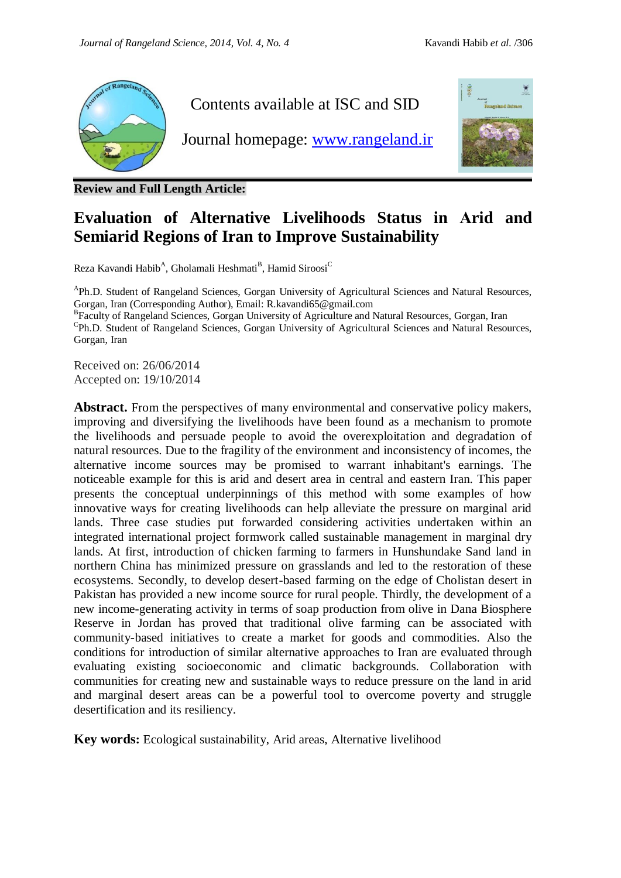Contents available at ISC and SID

Journal homepage: [www.rangeland.ir](http://www.rangeland.ir)

**Review and Full Length Article:**

# Evaluation of Alternative Livelihoods Status in Arid and Semiarid Regions of Iran to Improve Sustainability

Reza Kavandi Habib[A], Gholamali Heshmati[B], Hamid Siroosi[C]

[A]Ph.D. Student of Rangeland Sciences, Gorgan University of Agricultural Sciences and Natural Resources, Gorgan, Iran (Corresponding Author), Email: R.kavandi65@gmail.com
[B]Faculty of Rangeland Sciences, Gorgan University of Agriculture and Natural Resources, Gorgan, Iran
[C]Ph.D. Student of Rangeland Sciences, Gorgan University of Agricultural Sciences and Natural Resources, Gorgan, Iran

Received on: 26/06/2014
Accepted on: 19/10/2014

**Abstract.** From the perspectives of many environmental and conservative policy makers, improving and diversifying the livelihoods have been found as a mechanism to promote the livelihoods and persuade people to avoid the overexploitation and degradation of natural resources. Due to the fragility of the environment and inconsistency of incomes, the alternative income sources may be promised to warrant inhabitant's earnings. The noticeable example for this is arid and desert area in central and eastern Iran. This paper presents the conceptual underpinnings of this method with some examples of how innovative ways for creating livelihoods can help alleviate the pressure on marginal arid lands. Three case studies put forwarded considering activities undertaken within an integrated international project formwork called sustainable management in marginal dry lands. At first, introduction of chicken farming to farmers in Hunshundake Sand land in northern China has minimized pressure on grasslands and led to the restoration of these ecosystems. Secondly, to develop desert-based farming on the edge of Cholistan desert in Pakistan has provided a new income source for rural people. Thirdly, the development of a new income-generating activity in terms of soap production from olive in Dana Biosphere Reserve in Jordan has proved that traditional olive farming can be associated with community-based initiatives to create a market for goods and commodities. Also the conditions for introduction of similar alternative approaches to Iran are evaluated through evaluating existing socioeconomic and climatic backgrounds. Collaboration with communities for creating new and sustainable ways to reduce pressure on the land in arid and marginal desert areas can be a powerful tool to overcome poverty and struggle desertification and its resiliency.

**Key words:** Ecological sustainability, Arid areas, Alternative livelihood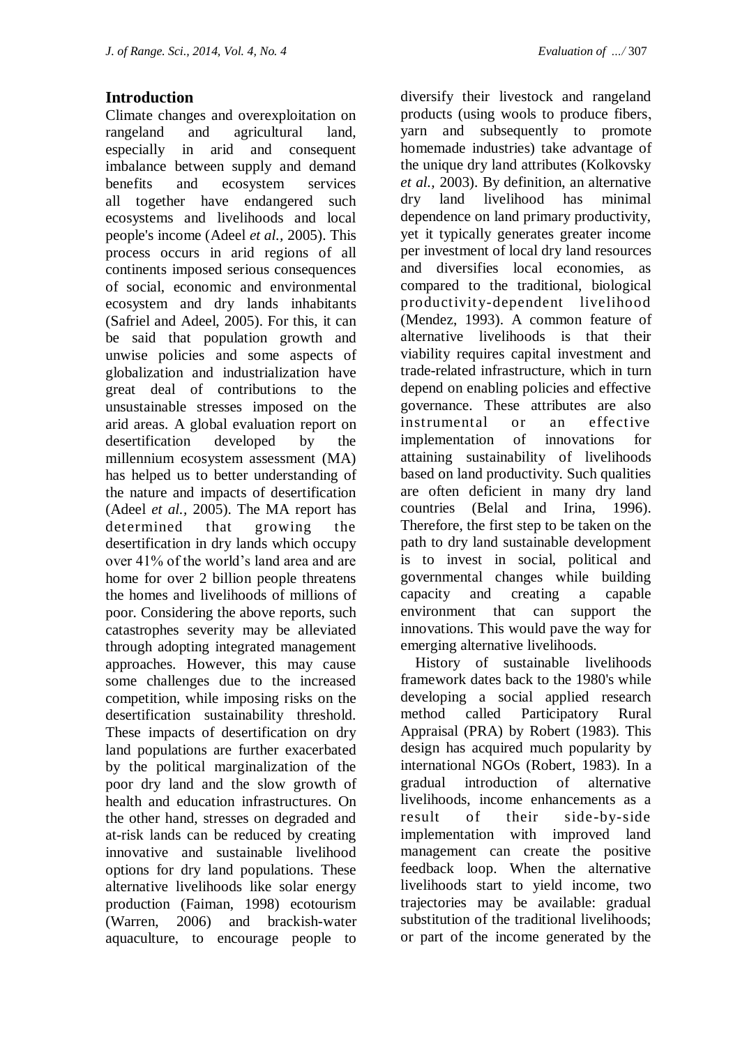## Introduction

Climate changes and overexploitation on rangeland and agricultural land, especially in arid and consequent imbalance between supply and demand benefits and ecosystem services all together have endangered such ecosystems and livelihoods and local people's income (Adeel *et al.,* 2005). This process occurs in arid regions of all continents imposed serious consequences of social, economic and environmental ecosystem and dry lands inhabitants (Safriel and Adeel, 2005). For this, it can be said that population growth and unwise policies and some aspects of globalization and industrialization have great deal of contributions to the unsustainable stresses imposed on the arid areas. A global evaluation report on desertification developed by the millennium ecosystem assessment (MA) has helped us to better understanding of the nature and impacts of desertification (Adeel *et al.,* 2005). The MA report has determined that growing the desertification in dry lands which occupy over 41% of the world's land area and are home for over 2 billion people threatens the homes and livelihoods of millions of poor. Considering the above reports, such catastrophes severity may be alleviated through adopting integrated management approaches. However, this may cause some challenges due to the increased competition, while imposing risks on the desertification sustainability threshold. These impacts of desertification on dry land populations are further exacerbated by the political marginalization of the poor dry land and the slow growth of health and education infrastructures. On the other hand, stresses on degraded and at-risk lands can be reduced by creating innovative and sustainable livelihood options for dry land populations. These alternative livelihoods like solar energy production (Faiman, 1998) ecotourism (Warren, 2006) and brackish-water aquaculture, to encourage people to diversify their livestock and rangeland products (using wools to produce fibers, yarn and subsequently to promote homemade industries) take advantage of the unique dry land attributes (Kolkovsky *et al.,* 2003). By definition, an alternative dry land livelihood has minimal dependence on land primary productivity, yet it typically generates greater income per investment of local dry land resources and diversifies local economies, as compared to the traditional, biological productivity-dependent livelihood (Mendez, 1993). A common feature of alternative livelihoods is that their viability requires capital investment and trade-related infrastructure, which in turn depend on enabling policies and effective governance. These attributes are also instrumental or an effective implementation of innovations for attaining sustainability of livelihoods based on land productivity. Such qualities are often deficient in many dry land countries (Belal and Irina, 1996). Therefore, the first step to be taken on the path to dry land sustainable development is to invest in social, political and governmental changes while building capacity and creating a capable environment that can support the innovations. This would pave the way for emerging alternative livelihoods.

History of sustainable livelihoods framework dates back to the 1980's while developing a social applied research method called Participatory Rural Appraisal (PRA) by Robert (1983). This design has acquired much popularity by international NGOs (Robert, 1983). In a gradual introduction of alternative livelihoods, income enhancements as a result of their side-by-side implementation with improved land management can create the positive feedback loop. When the alternative livelihoods start to yield income, two trajectories may be available: gradual substitution of the traditional livelihoods; or part of the income generated by the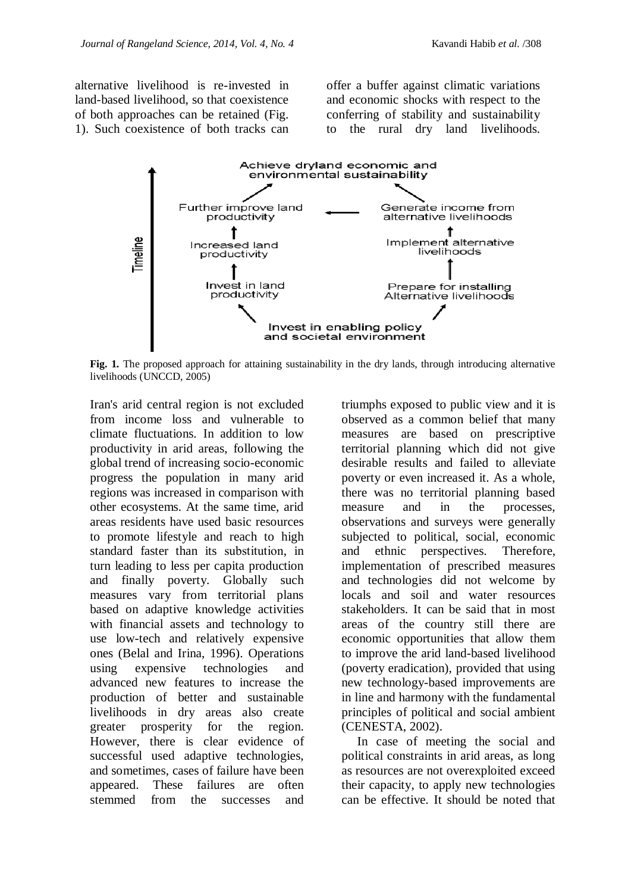alternative livelihood is re-invested in land-based livelihood, so that coexistence of both approaches can be retained (Fig. 1). Such coexistence of both tracks can offer a buffer against climatic variations and economic shocks with respect to the conferring of stability and sustainability to the rural dry land livelihoods.

Fig. 1. The proposed approach for attaining sustainability in the dry lands, through introducing alternative livelihoods (UNCCD, 2005)

Iran's arid central region is not excluded from income loss and vulnerable to climate fluctuations. In addition to low productivity in arid areas, following the global trend of increasing socio-economic progress the population in many arid regions was increased in comparison with other ecosystems. At the same time, arid areas residents have used basic resources to promote lifestyle and reach to high standard faster than its substitution, in turn leading to less per capita production and finally poverty. Globally such measures vary from territorial plans based on adaptive knowledge activities with financial assets and technology to use low-tech and relatively expensive ones (Belal and Irina, 1996). Operations using expensive technologies and advanced new features to increase the production of better and sustainable livelihoods in dry areas also create greater prosperity for the region. However, there is clear evidence of successful used adaptive technologies, and sometimes, cases of failure have been appeared. These failures are often stemmed from the successes and triumphs exposed to public view and it is observed as a common belief that many measures are based on prescriptive territorial planning which did not give desirable results and failed to alleviate poverty or even increased it. As a whole, there was no territorial planning based measure and in the processes, observations and surveys were generally subjected to political, social, economic and ethnic perspectives. Therefore, implementation of prescribed measures and technologies did not welcome by locals and soil and water resources stakeholders. It can be said that in most areas of the country still there are economic opportunities that allow them to improve the arid land-based livelihood (poverty eradication), provided that using new technology-based improvements are in line and harmony with the fundamental principles of political and social ambient (CENESTA, 2002).

In case of meeting the social and political constraints in arid areas, as long as resources are not overexploited exceed their capacity, to apply new technologies can be effective. It should be noted that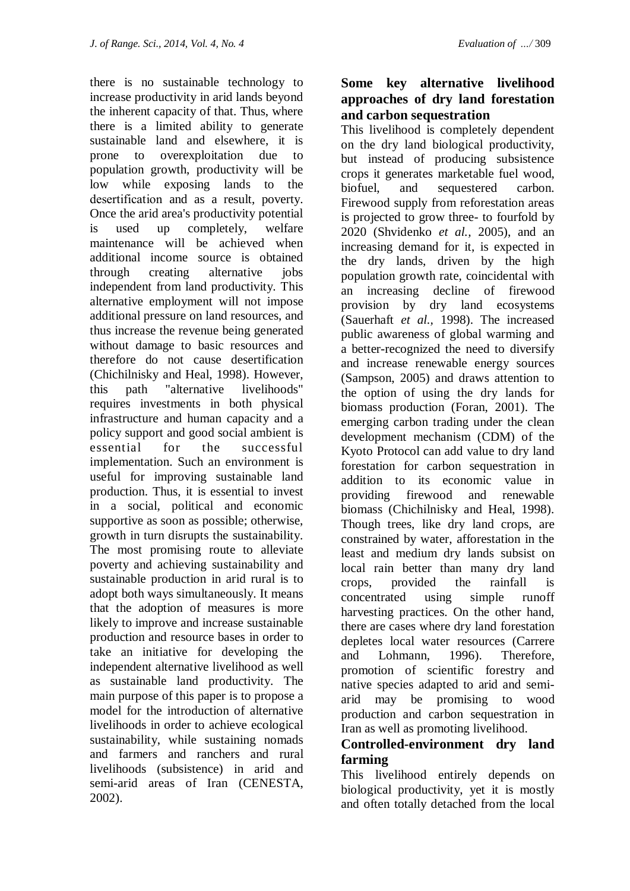there is no sustainable technology to increase productivity in arid lands beyond the inherent capacity of that. Thus, where there is a limited ability to generate sustainable land and elsewhere, it is prone to overexploitation due to population growth, productivity will be low while exposing lands to the desertification and as a result, poverty. Once the arid area's productivity potential is used up completely, welfare maintenance will be achieved when additional income source is obtained through creating alternative jobs independent from land productivity. This alternative employment will not impose additional pressure on land resources, and thus increase the revenue being generated without damage to basic resources and therefore do not cause desertification (Chichilnisky and Heal, 1998). However, this path "alternative livelihoods" requires investments in both physical infrastructure and human capacity and a policy support and good social ambient is essential for the successful implementation. Such an environment is useful for improving sustainable land production. Thus, it is essential to invest in a social, political and economic supportive as soon as possible; otherwise, growth in turn disrupts the sustainability. The most promising route to alleviate poverty and achieving sustainability and sustainable production in arid rural is to adopt both ways simultaneously. It means that the adoption of measures is more likely to improve and increase sustainable production and resource bases in order to take an initiative for developing the independent alternative livelihood as well as sustainable land productivity. The main purpose of this paper is to propose a model for the introduction of alternative livelihoods in order to achieve ecological sustainability, while sustaining nomads and farmers and ranchers and rural livelihoods (subsistence) in arid and semi-arid areas of Iran (CENESTA, 2002).

## Some key alternative livelihood approaches of dry land forestation and carbon sequestration

This livelihood is completely dependent on the dry land biological productivity, but instead of producing subsistence crops it generates marketable fuel wood, biofuel, and sequestered carbon. Firewood supply from reforestation areas is projected to grow three- to fourfold by 2020 (Shvidenko *et al.*, 2005), and an increasing demand for it, is expected in the dry lands, driven by the high population growth rate, coincidental with an increasing decline of firewood provision by dry land ecosystems (Sauerhaft *et al.*, 1998). The increased public awareness of global warming and a better-recognized the need to diversify and increase renewable energy sources (Sampson, 2005) and draws attention to the option of using the dry lands for biomass production (Foran, 2001). The emerging carbon trading under the clean development mechanism (CDM) of the Kyoto Protocol can add value to dry land forestation for carbon sequestration in addition to its economic value in providing firewood and renewable biomass (Chichilnisky and Heal, 1998). Though trees, like dry land crops, are constrained by water, afforestation in the least and medium dry lands subsist on local rain better than many dry land crops, provided the rainfall is concentrated using simple runoff harvesting practices. On the other hand, there are cases where dry land forestation depletes local water resources (Carrere and Lohmann, 1996). Therefore, promotion of scientific forestry and native species adapted to arid and semi-arid may be promising to wood production and carbon sequestration in Iran as well as promoting livelihood.

## Controlled-environment dry land farming

This livelihood entirely depends on biological productivity, yet it is mostly and often totally detached from the local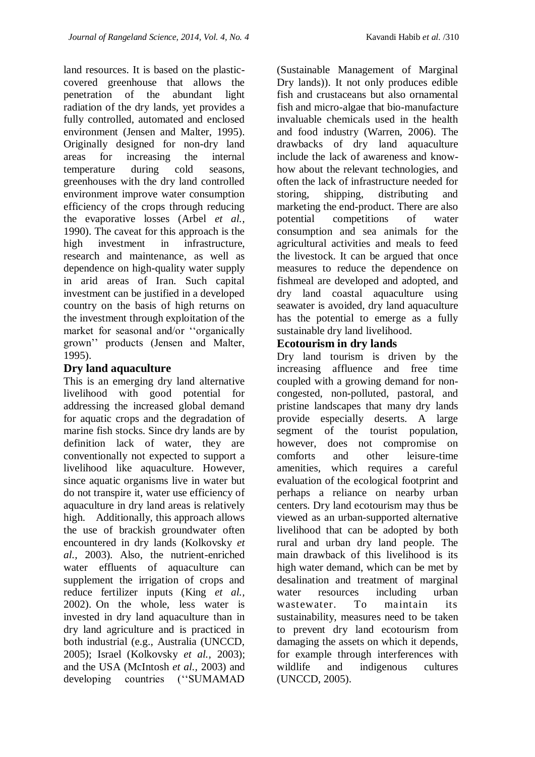land resources. It is based on the plastic-covered greenhouse that allows the penetration of the abundant light radiation of the dry lands, yet provides a fully controlled, automated and enclosed environment (Jensen and Malter, 1995). Originally designed for non-dry land areas for increasing the internal temperature during cold seasons, greenhouses with the dry land controlled environment improve water consumption efficiency of the crops through reducing the evaporative losses (Arbel *et al.,* 1990). The caveat for this approach is the high investment in infrastructure, research and maintenance, as well as dependence on high-quality water supply in arid areas of Iran. Such capital investment can be justified in a developed country on the basis of high returns on the investment through exploitation of the market for seasonal and/or ''organically grown'' products (Jensen and Malter, 1995).

## Dry land aquaculture

This is an emerging dry land alternative livelihood with good potential for addressing the increased global demand for aquatic crops and the degradation of marine fish stocks. Since dry lands are by definition lack of water, they are conventionally not expected to support a livelihood like aquaculture. However, since aquatic organisms live in water but do not transpire it, water use efficiency of aquaculture in dry land areas is relatively high. Additionally, this approach allows the use of brackish groundwater often encountered in dry lands (Kolkovsky *et al.,* 2003). Also, the nutrient-enriched water effluents of aquaculture can supplement the irrigation of crops and reduce fertilizer inputs (King *et al.,* 2002). On the whole, less water is invested in dry land aquaculture than in dry land agriculture and is practiced in both industrial (e.g., Australia (UNCCD, 2005); Israel (Kolkovsky *et al.,* 2003); and the USA (McIntosh *et al.,* 2003) and developing countries (''SUMAMAD (Sustainable Management of Marginal Dry lands)). It not only produces edible fish and crustaceans but also ornamental fish and micro-algae that bio-manufacture invaluable chemicals used in the health and food industry (Warren, 2006). The drawbacks of dry land aquaculture include the lack of awareness and know-how about the relevant technologies, and often the lack of infrastructure needed for storing, shipping, distributing and marketing the end-product. There are also potential competitions of water consumption and sea animals for the agricultural activities and meals to feed the livestock. It can be argued that once measures to reduce the dependence on fishmeal are developed and adopted, and dry land coastal aquaculture using seawater is avoided, dry land aquaculture has the potential to emerge as a fully sustainable dry land livelihood.

## Ecotourism in dry lands

Dry land tourism is driven by the increasing affluence and free time coupled with a growing demand for non-congested, non-polluted, pastoral, and pristine landscapes that many dry lands provide especially deserts. A large segment of the tourist population, however, does not compromise on comforts and other leisure-time amenities, which requires a careful evaluation of the ecological footprint and perhaps a reliance on nearby urban centers. Dry land ecotourism may thus be viewed as an urban-supported alternative livelihood that can be adopted by both rural and urban dry land people. The main drawback of this livelihood is its high water demand, which can be met by desalination and treatment of marginal water resources including urban wastewater. To maintain its sustainability, measures need to be taken to prevent dry land ecotourism from damaging the assets on which it depends, for example through interferences with wildlife and indigenous cultures (UNCCD, 2005).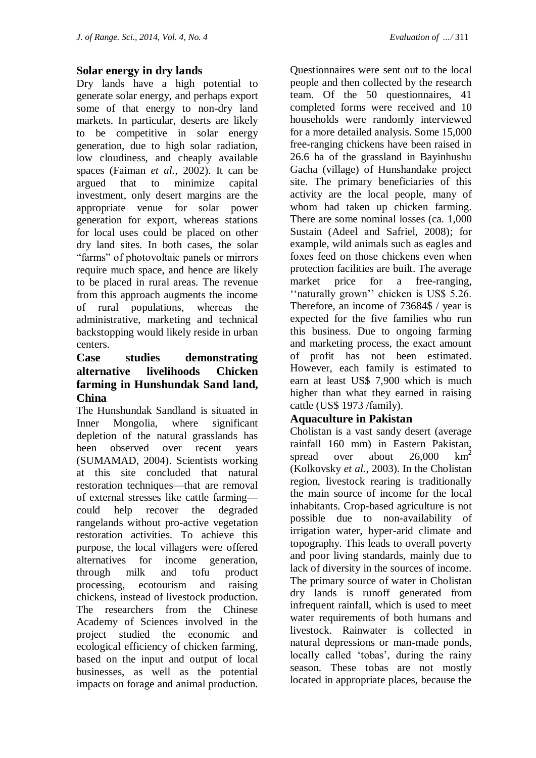## Solar energy in dry lands

Dry lands have a high potential to generate solar energy, and perhaps export some of that energy to non-dry land markets. In particular, deserts are likely to be competitive in solar energy generation, due to high solar radiation, low cloudiness, and cheaply available spaces (Faiman *et al.*, 2002). It can be argued that to minimize capital investment, only desert margins are the appropriate venue for solar power generation for export, whereas stations for local uses could be placed on other dry land sites. In both cases, the solar "farms" of photovoltaic panels or mirrors require much space, and hence are likely to be placed in rural areas. The revenue from this approach augments the income of rural populations, whereas the administrative, marketing and technical backstopping would likely reside in urban centers.

## Case studies demonstrating alternative livelihoods Chicken farming in Hunshundak Sand land, China

The Hunshundak Sandland is situated in Inner Mongolia, where significant depletion of the natural grasslands has been observed over recent years (SUMAMAD, 2004). Scientists working at this site concluded that natural restoration techniques—that are removal of external stresses like cattle farming—could help recover the degraded rangelands without pro-active vegetation restoration activities. To achieve this purpose, the local villagers were offered alternatives for income generation, through milk and tofu product processing, ecotourism and raising chickens, instead of livestock production. The researchers from the Chinese Academy of Sciences involved in the project studied the economic and ecological efficiency of chicken farming, based on the input and output of local businesses, as well as the potential impacts on forage and animal production. Questionnaires were sent out to the local people and then collected by the research team. Of the 50 questionnaires, 41 completed forms were received and 10 households were randomly interviewed for a more detailed analysis. Some 15,000 free-ranging chickens have been raised in 26.6 ha of the grassland in Bayinhushu Gacha (village) of Hunshandake project site. The primary beneficiaries of this activity are the local people, many of whom had taken up chicken farming. There are some nominal losses (ca. 1,000 Sustain (Adeel and Safriel, 2008); for example, wild animals such as eagles and foxes feed on those chickens even when protection facilities are built. The average market price for a free-ranging, ''naturally grown'' chicken is US$ 5.26. Therefore, an income of 73684$ / year is expected for the five families who run this business. Due to ongoing farming and marketing process, the exact amount of profit has not been estimated. However, each family is estimated to earn at least US$ 7,900 which is much higher than what they earned in raising cattle (US$ 1973 /family).

## Aquaculture in Pakistan

Cholistan is a vast sandy desert (average rainfall 160 mm) in Eastern Pakistan, spread over about 26,000 $km^2$ (Kolkovsky *et al.*, 2003). In the Cholistan region, livestock rearing is traditionally the main source of income for the local inhabitants. Crop-based agriculture is not possible due to non-availability of irrigation water, hyper-arid climate and topography. This leads to overall poverty and poor living standards, mainly due to lack of diversity in the sources of income. The primary source of water in Cholistan dry lands is runoff generated from infrequent rainfall, which is used to meet water requirements of both humans and livestock. Rainwater is collected in natural depressions or man-made ponds, locally called 'tobas', during the rainy season. These tobas are not mostly located in appropriate places, because the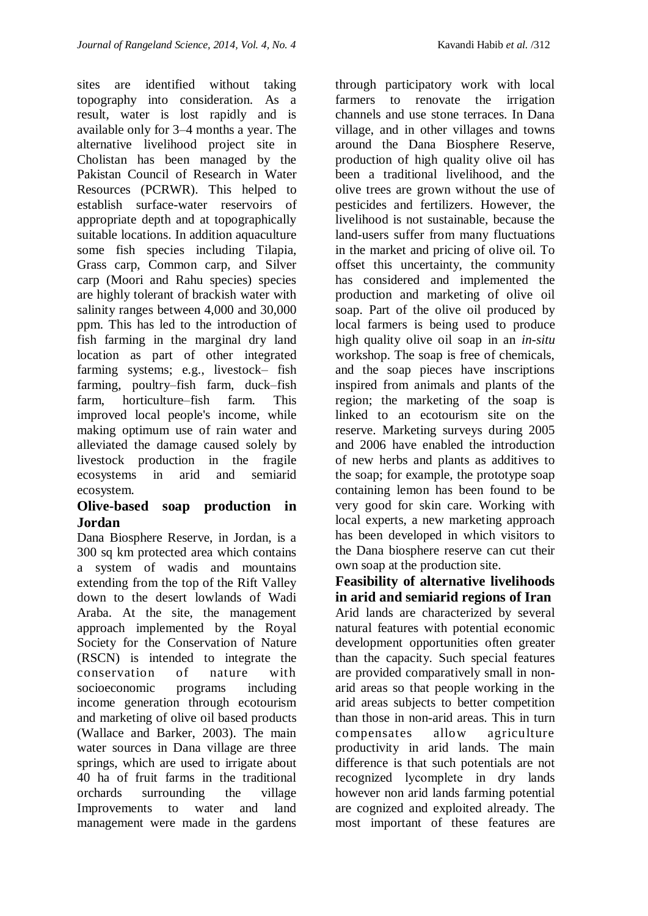sites are identified without taking topography into consideration. As a result, water is lost rapidly and is available only for 3–4 months a year. The alternative livelihood project site in Cholistan has been managed by the Pakistan Council of Research in Water Resources (PCRWR). This helped to establish surface-water reservoirs of appropriate depth and at topographically suitable locations. In addition aquaculture some fish species including Tilapia, Grass carp, Common carp, and Silver carp (Moori and Rahu species) species are highly tolerant of brackish water with salinity ranges between 4,000 and 30,000 ppm. This has led to the introduction of fish farming in the marginal dry land location as part of other integrated farming systems; e.g., livestock– fish farming, poultry–fish farm, duck–fish farm, horticulture–fish farm. This improved local people's income, while making optimum use of rain water and alleviated the damage caused solely by livestock production in the fragile ecosystems in arid and semiarid ecosystem.

## Olive-based soap production in Jordan

Dana Biosphere Reserve, in Jordan, is a 300 sq km protected area which contains a system of wadis and mountains extending from the top of the Rift Valley down to the desert lowlands of Wadi Araba. At the site, the management approach implemented by the Royal Society for the Conservation of Nature (RSCN) is intended to integrate the conservation of nature with socioeconomic programs including income generation through ecotourism and marketing of olive oil based products (Wallace and Barker, 2003). The main water sources in Dana village are three springs, which are used to irrigate about 40 ha of fruit farms in the traditional orchards surrounding the village Improvements to water and land management were made in the gardens through participatory work with local farmers to renovate the irrigation channels and use stone terraces. In Dana village, and in other villages and towns around the Dana Biosphere Reserve, production of high quality olive oil has been a traditional livelihood, and the olive trees are grown without the use of pesticides and fertilizers. However, the livelihood is not sustainable, because the land-users suffer from many fluctuations in the market and pricing of olive oil. To offset this uncertainty, the community has considered and implemented the production and marketing of olive oil soap. Part of the olive oil produced by local farmers is being used to produce high quality olive oil soap in an *in-situ* workshop. The soap is free of chemicals, and the soap pieces have inscriptions inspired from animals and plants of the region; the marketing of the soap is linked to an ecotourism site on the reserve. Marketing surveys during 2005 and 2006 have enabled the introduction of new herbs and plants as additives to the soap; for example, the prototype soap containing lemon has been found to be very good for skin care. Working with local experts, a new marketing approach has been developed in which visitors to the Dana biosphere reserve can cut their own soap at the production site.

## Feasibility of alternative livelihoods in arid and semiarid regions of Iran

Arid lands are characterized by several natural features with potential economic development opportunities often greater than the capacity. Such special features are provided comparatively small in non-arid areas so that people working in the arid areas subjects to better competition than those in non-arid areas. This in turn compensates allow agriculture productivity in arid lands. The main difference is that such potentials are not recognized lycomplete in dry lands however non arid lands farming potential are cognized and exploited already. The most important of these features are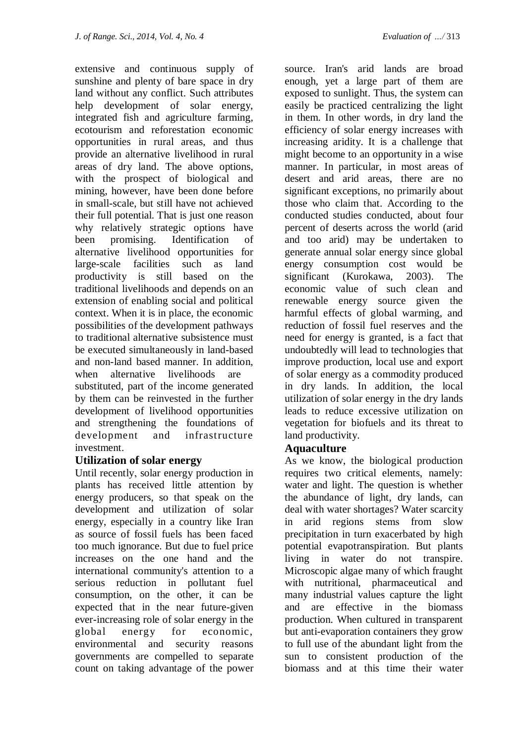extensive and continuous supply of sunshine and plenty of bare space in dry land without any conflict. Such attributes help development of solar energy, integrated fish and agriculture farming, ecotourism and reforestation economic opportunities in rural areas, and thus provide an alternative livelihood in rural areas of dry land. The above options, with the prospect of biological and mining, however, have been done before in small-scale, but still have not achieved their full potential. That is just one reason why relatively strategic options have been promising. Identification of alternative livelihood opportunities for large-scale facilities such as land productivity is still based on the traditional livelihoods and depends on an extension of enabling social and political context. When it is in place, the economic possibilities of the development pathways to traditional alternative subsistence must be executed simultaneously in land-based and non-land based manner. In addition, when alternative livelihoods are substituted, part of the income generated by them can be reinvested in the further development of livelihood opportunities and strengthening the foundations of development and infrastructure investment.

## Utilization of solar energy

Until recently, solar energy production in plants has received little attention by energy producers, so that speak on the development and utilization of solar energy, especially in a country like Iran as source of fossil fuels has been faced too much ignorance. But due to fuel price increases on the one hand and the international community's attention to a serious reduction in pollutant fuel consumption, on the other, it can be expected that in the near future-given ever-increasing role of solar energy in the global energy for economic, environmental and security reasons governments are compelled to separate count on taking advantage of the power source. Iran's arid lands are broad enough, yet a large part of them are exposed to sunlight. Thus, the system can easily be practiced centralizing the light in them. In other words, in dry land the efficiency of solar energy increases with increasing aridity. It is a challenge that might become to an opportunity in a wise manner. In particular, in most areas of desert and arid areas, there are no significant exceptions, no primarily about those who claim that. According to the conducted studies conducted, about four percent of deserts across the world (arid and too arid) may be undertaken to generate annual solar energy since global energy consumption cost would be significant (Kurokawa, 2003). The economic value of such clean and renewable energy source given the harmful effects of global warming, and reduction of fossil fuel reserves and the need for energy is granted, is a fact that undoubtedly will lead to technologies that improve production, local use and export of solar energy as a commodity produced in dry lands. In addition, the local utilization of solar energy in the dry lands leads to reduce excessive utilization on vegetation for biofuels and its threat to land productivity.

## Aquaculture

As we know, the biological production requires two critical elements, namely: water and light. The question is whether the abundance of light, dry lands, can deal with water shortages? Water scarcity in arid regions stems from slow precipitation in turn exacerbated by high potential evapotranspiration. But plants living in water do not transpire. Microscopic algae many of which fraught with nutritional, pharmaceutical and many industrial values capture the light and are effective in the biomass production. When cultured in transparent but anti-evaporation containers they grow to full use of the abundant light from the sun to consistent production of the biomass and at this time their water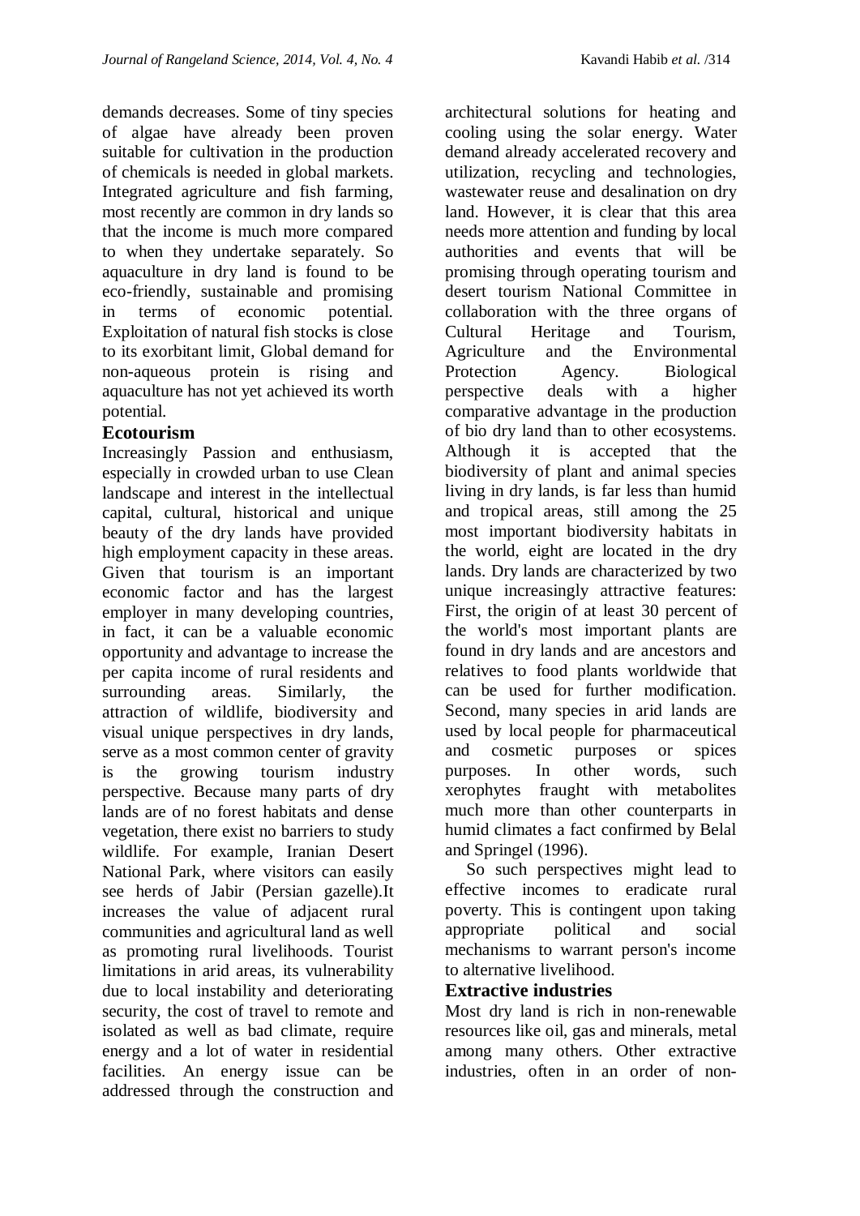demands decreases. Some of tiny species of algae have already been proven suitable for cultivation in the production of chemicals is needed in global markets. Integrated agriculture and fish farming, most recently are common in dry lands so that the income is much more compared to when they undertake separately. So aquaculture in dry land is found to be eco-friendly, sustainable and promising in terms of economic potential. Exploitation of natural fish stocks is close to its exorbitant limit, Global demand for non-aqueous protein is rising and aquaculture has not yet achieved its worth potential.

### Ecotourism

Increasingly Passion and enthusiasm, especially in crowded urban to use Clean landscape and interest in the intellectual capital, cultural, historical and unique beauty of the dry lands have provided high employment capacity in these areas. Given that tourism is an important economic factor and has the largest employer in many developing countries, in fact, it can be a valuable economic opportunity and advantage to increase the per capita income of rural residents and surrounding areas. Similarly, the attraction of wildlife, biodiversity and visual unique perspectives in dry lands, serve as a most common center of gravity is the growing tourism industry perspective. Because many parts of dry lands are of no forest habitats and dense vegetation, there exist no barriers to study wildlife. For example, Iranian Desert National Park, where visitors can easily see herds of Jabir (Persian gazelle).It increases the value of adjacent rural communities and agricultural land as well as promoting rural livelihoods. Tourist limitations in arid areas, its vulnerability due to local instability and deteriorating security, the cost of travel to remote and isolated as well as bad climate, require energy and a lot of water in residential facilities. An energy issue can be addressed through the construction and architectural solutions for heating and cooling using the solar energy. Water demand already accelerated recovery and utilization, recycling and technologies, wastewater reuse and desalination on dry land. However, it is clear that this area needs more attention and funding by local authorities and events that will be promising through operating tourism and desert tourism National Committee in collaboration with the three organs of Cultural Heritage and Tourism, Agriculture and the Environmental Protection Agency. Biological perspective deals with a higher comparative advantage in the production of bio dry land than to other ecosystems. Although it is accepted that the biodiversity of plant and animal species living in dry lands, is far less than humid and tropical areas, still among the 25 most important biodiversity habitats in the world, eight are located in the dry lands. Dry lands are characterized by two unique increasingly attractive features: First, the origin of at least 30 percent of the world's most important plants are found in dry lands and are ancestors and relatives to food plants worldwide that can be used for further modification. Second, many species in arid lands are used by local people for pharmaceutical and cosmetic purposes or spices purposes. In other words, such xerophytes fraught with metabolites much more than other counterparts in humid climates a fact confirmed by Belal and Springel (1996).

So such perspectives might lead to effective incomes to eradicate rural poverty. This is contingent upon taking appropriate political and social mechanisms to warrant person's income to alternative livelihood.

### Extractive industries

Most dry land is rich in non-renewable resources like oil, gas and minerals, metal among many others. Other extractive industries, often in an order of non-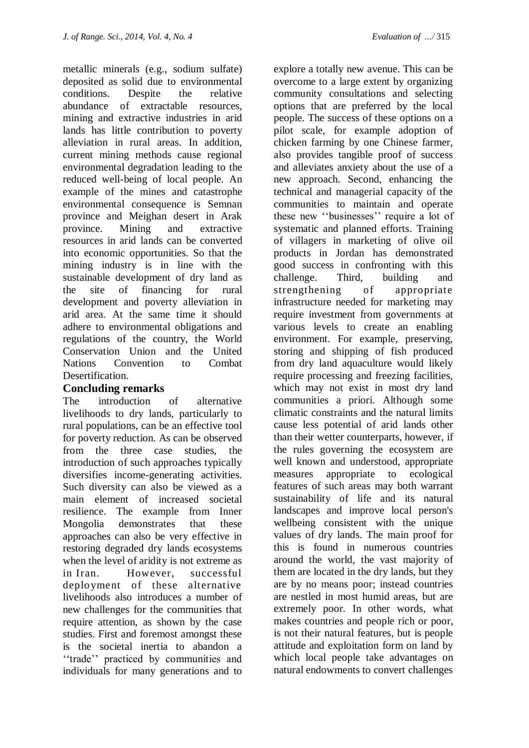metallic minerals (e.g., sodium sulfate) deposited as solid due to environmental conditions. Despite the relative abundance of extractable resources, mining and extractive industries in arid lands has little contribution to poverty alleviation in rural areas. In addition, current mining methods cause regional environmental degradation leading to the reduced well-being of local people. An example of the mines and catastrophe environmental consequence is Semnan province and Meighan desert in Arak province. Mining and extractive resources in arid lands can be converted into economic opportunities. So that the mining industry is in line with the sustainable development of dry land as the site of financing for rural development and poverty alleviation in arid area. At the same time it should adhere to environmental obligations and regulations of the country, the World Conservation Union and the United Nations Convention to Combat Desertification.

## Concluding remarks

The introduction of alternative livelihoods to dry lands, particularly to rural populations, can be an effective tool for poverty reduction. As can be observed from the three case studies, the introduction of such approaches typically diversifies income-generating activities. Such diversity can also be viewed as a main element of increased societal resilience. The example from Inner Mongolia demonstrates that these approaches can also be very effective in restoring degraded dry lands ecosystems when the level of aridity is not extreme as in Iran. However, successful deployment of these alternative livelihoods also introduces a number of new challenges for the communities that require attention, as shown by the case studies. First and foremost amongst these is the societal inertia to abandon a ''trade'' practiced by communities and individuals for many generations and to explore a totally new avenue. This can be overcome to a large extent by organizing community consultations and selecting options that are preferred by the local people. The success of these options on a pilot scale, for example adoption of chicken farming by one Chinese farmer, also provides tangible proof of success and alleviates anxiety about the use of a new approach. Second, enhancing the technical and managerial capacity of the communities to maintain and operate these new ''businesses'' require a lot of systematic and planned efforts. Training of villagers in marketing of olive oil products in Jordan has demonstrated good success in confronting with this challenge. Third, building and strengthening of appropriate infrastructure needed for marketing may require investment from governments at various levels to create an enabling environment. For example, preserving, storing and shipping of fish produced from dry land aquaculture would likely require processing and freezing facilities, which may not exist in most dry land communities a priori. Although some climatic constraints and the natural limits cause less potential of arid lands other than their wetter counterparts, however, if the rules governing the ecosystem are well known and understood, appropriate measures appropriate to ecological features of such areas may both warrant sustainability of life and its natural landscapes and improve local person's wellbeing consistent with the unique values of dry lands. The main proof for this is found in numerous countries around the world, the vast majority of them are located in the dry lands, but they are by no means poor; instead countries are nestled in most humid areas, but are extremely poor. In other words, what makes countries and people rich or poor, is not their natural features, but is people attitude and exploitation form on land by which local people take advantages on natural endowments to convert challenges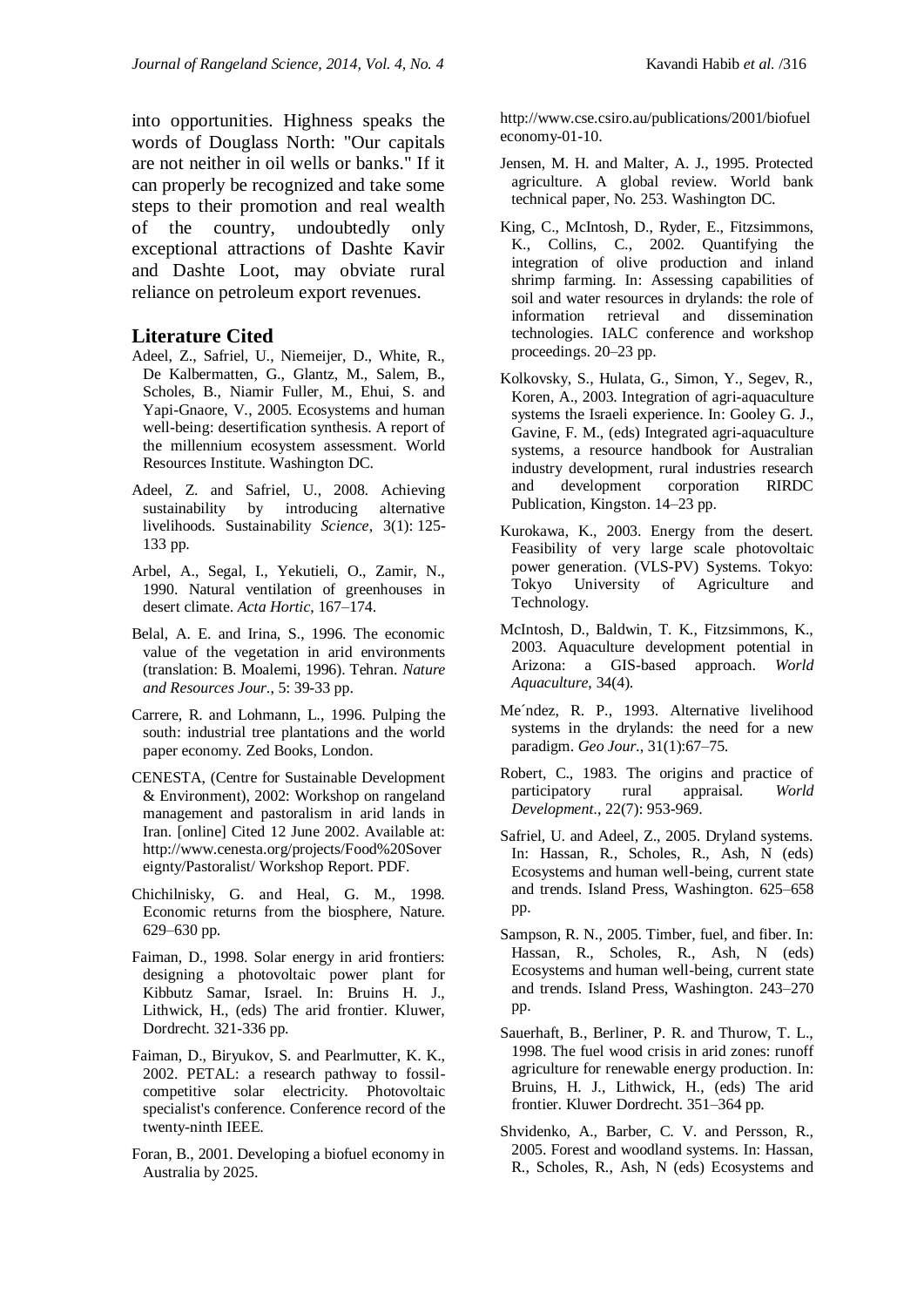into opportunities. Highness speaks the words of Douglass North: "Our capitals are not neither in oil wells or banks." If it can properly be recognized and take some steps to their promotion and real wealth of the country, undoubtedly only exceptional attractions of Dashte Kavir and Dashte Loot, may obviate rural reliance on petroleum export revenues.

## Literature Cited

Adeel, Z., Safriel, U., Niemeijer, D., White, R., De Kalbermatten, G., Glantz, M., Salem, B., Scholes, B., Niamir Fuller, M., Ehui, S. and Yapi-Gnaore, V., 2005. Ecosystems and human well-being: desertification synthesis. A report of the millennium ecosystem assessment. World Resources Institute. Washington DC.

Adeel, Z. and Safriel, U., 2008. Achieving sustainability by introducing alternative livelihoods. Sustainability *Science*, 3(1): 125-133 pp.

Arbel, A., Segal, I., Yekutieli, O., Zamir, N., 1990. Natural ventilation of greenhouses in desert climate. *Acta Hortic*, 167–174.

Belal, A. E. and Irina, S., 1996. The economic value of the vegetation in arid environments (translation: B. Moalemi, 1996). Tehran. *Nature and Resources Jour.*, 5: 39-33 pp.

Carrere, R. and Lohmann, L., 1996. Pulping the south: industrial tree plantations and the world paper economy. Zed Books, London.

CENESTA, (Centre for Sustainable Development & Environment), 2002: Workshop on rangeland management and pastoralism in arid lands in Iran. [online] Cited 12 June 2002. Available at: http://www.cenesta.org/projects/Food%20Sovereignty/Pastoralist/ Workshop Report. PDF.

Chichilnisky, G. and Heal, G. M., 1998. Economic returns from the biosphere, Nature. 629–630 pp.

Faiman, D., 1998. Solar energy in arid frontiers: designing a photovoltaic power plant for Kibbutz Samar, Israel. In: Bruins H. J., Lithwick, H., (eds) The arid frontier. Kluwer, Dordrecht. 321-336 pp.

Faiman, D., Biryukov, S. and Pearlmutter, K. K., 2002. PETAL: a research pathway to fossil-competitive solar electricity. Photovoltaic specialist's conference. Conference record of the twenty-ninth IEEE.

Foran, B., 2001. Developing a biofuel economy in Australia by 2025. http://www.cse.csiro.au/publications/2001/biofueleconomy-01-10.

Jensen, M. H. and Malter, A. J., 1995. Protected agriculture. A global review. World bank technical paper, No. 253. Washington DC.

King, C., McIntosh, D., Ryder, E., Fitzsimmons, K., Collins, C., 2002. Quantifying the integration of olive production and inland shrimp farming. In: Assessing capabilities of soil and water resources in drylands: the role of information retrieval and dissemination technologies. IALC conference and workshop proceedings. 20–23 pp.

Kolkovsky, S., Hulata, G., Simon, Y., Segev, R., Koren, A., 2003. Integration of agri-aquaculture systems the Israeli experience. In: Gooley G. J., Gavine, F. M., (eds) Integrated agri-aquaculture systems, a resource handbook for Australian industry development, rural industries research and development corporation RIRDC Publication, Kingston. 14–23 pp.

Kurokawa, K., 2003. Energy from the desert. Feasibility of very large scale photovoltaic power generation. (VLS-PV) Systems. Tokyo: Tokyo University of Agriculture and Technology.

McIntosh, D., Baldwin, T. K., Fitzsimmons, K., 2003. Aquaculture development potential in Arizona: a GIS-based approach. *World Aquaculture*, 34(4).

Me´ndez, R. P., 1993. Alternative livelihood systems in the drylands: the need for a new paradigm. *Geo Jour.*, 31(1):67–75.

Robert, C., 1983. The origins and practice of participatory rural appraisal. *World Development.*, 22(7): 953-969.

Safriel, U. and Adeel, Z., 2005. Dryland systems. In: Hassan, R., Scholes, R., Ash, N (eds) Ecosystems and human well-being, current state and trends. Island Press, Washington. 625–658 pp.

Sampson, R. N., 2005. Timber, fuel, and fiber. In: Hassan, R., Scholes, R., Ash, N (eds) Ecosystems and human well-being, current state and trends. Island Press, Washington. 243–270 pp.

Sauerhaft, B., Berliner, P. R. and Thurow, T. L., 1998. The fuel wood crisis in arid zones: runoff agriculture for renewable energy production. In: Bruins, H. J., Lithwick, H., (eds) The arid frontier. Kluwer Dordrecht. 351–364 pp.

Shvidenko, A., Barber, C. V. and Persson, R., 2005. Forest and woodland systems. In: Hassan, R., Scholes, R., Ash, N (eds) Ecosystems and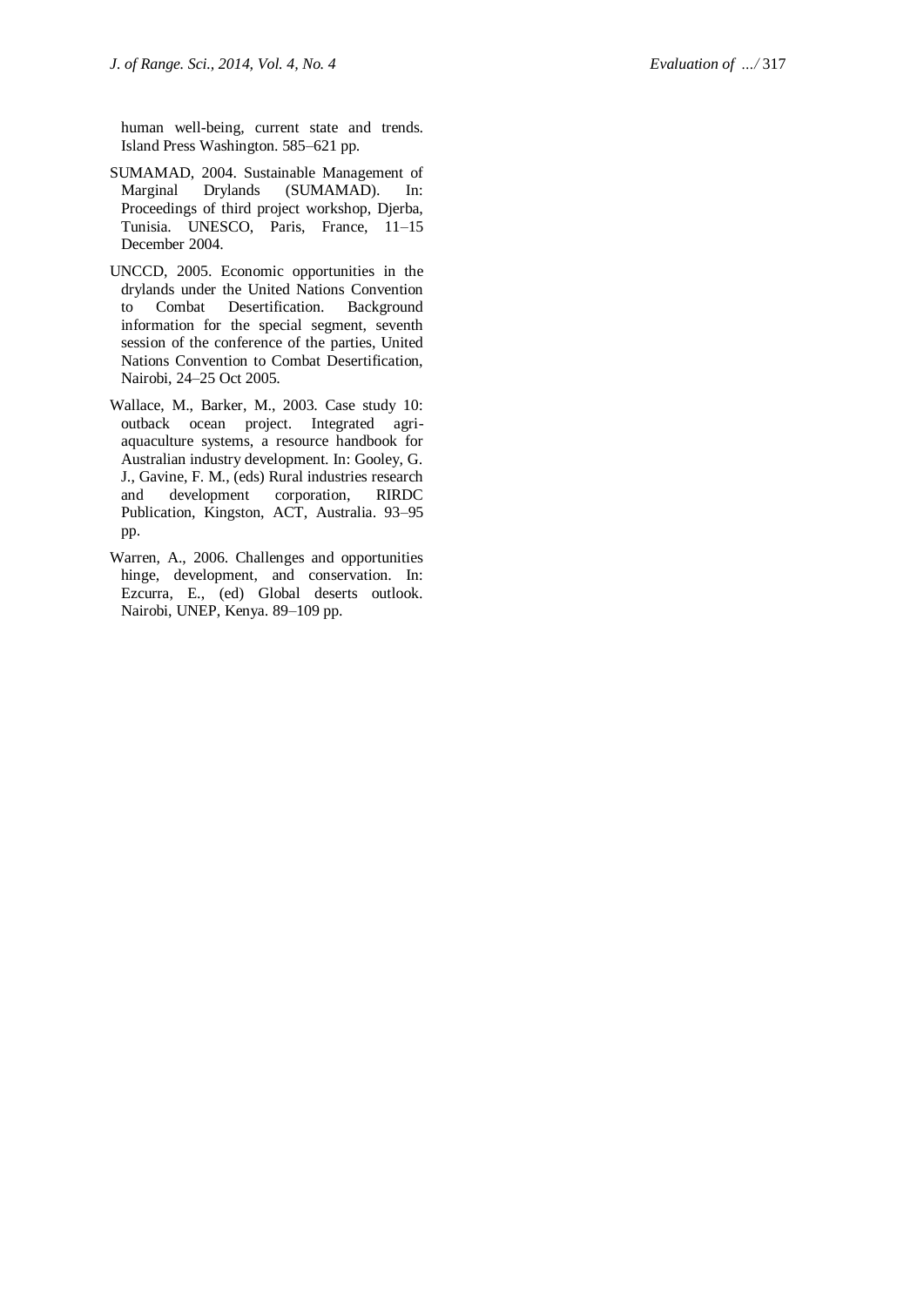human well-being, current state and trends. Island Press Washington. 585–621 pp.

SUMAMAD, 2004. Sustainable Management of Marginal Drylands (SUMAMAD). In: Proceedings of third project workshop, Djerba, Tunisia. UNESCO, Paris, France, 11–15 December 2004.

UNCCD, 2005. Economic opportunities in the drylands under the United Nations Convention to Combat Desertification. Background information for the special segment, seventh session of the conference of the parties, United Nations Convention to Combat Desertification, Nairobi, 24–25 Oct 2005.

Wallace, M., Barker, M., 2003. Case study 10: outback ocean project. Integrated agri-aquaculture systems, a resource handbook for Australian industry development. In: Gooley, G. J., Gavine, F. M., (eds) Rural industries research and development corporation, RIRDC Publication, Kingston, ACT, Australia. 93–95 pp.

Warren, A., 2006. Challenges and opportunities hinge, development, and conservation. In: Ezcurra, E., (ed) Global deserts outlook. Nairobi, UNEP, Kenya. 89–109 pp.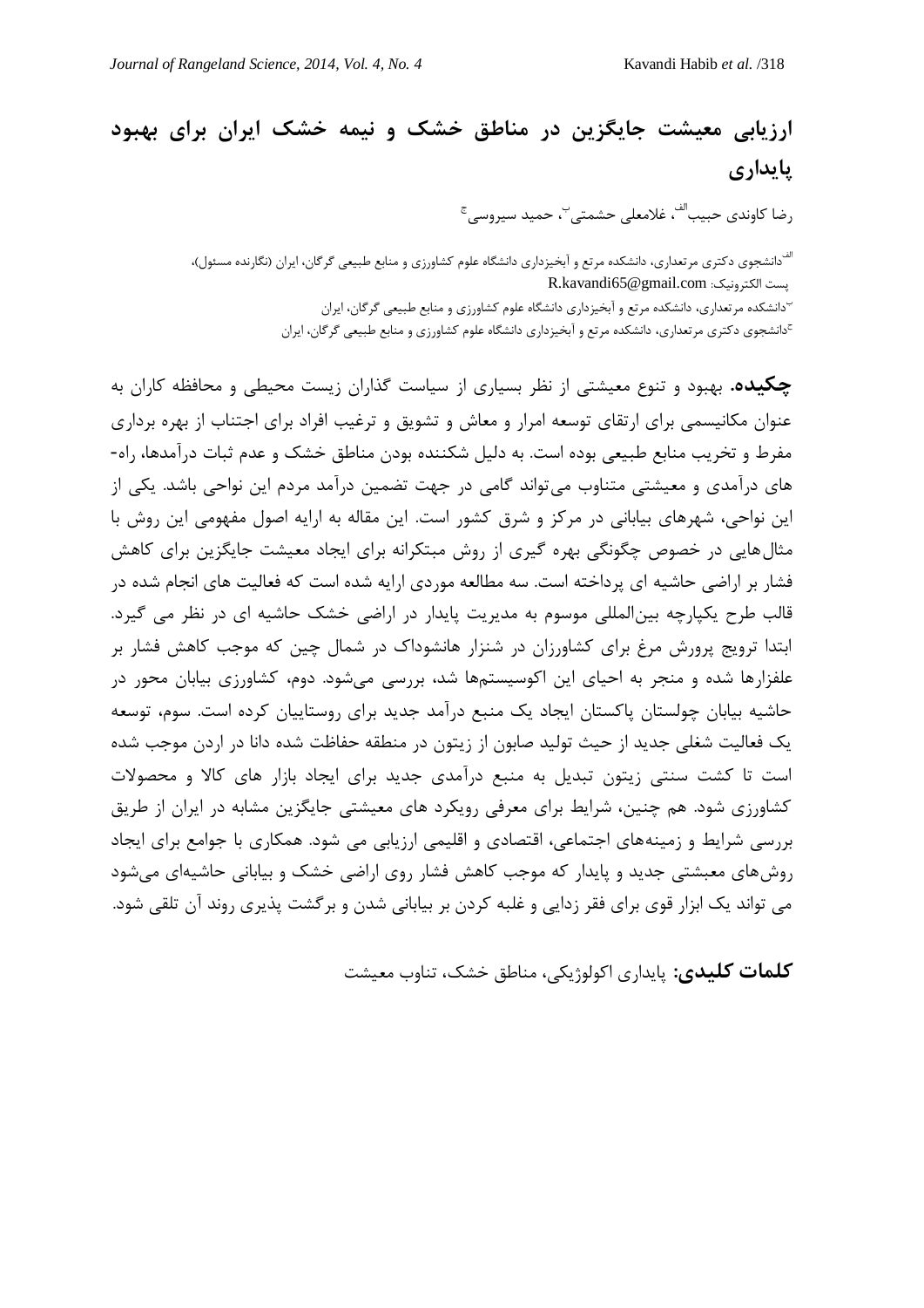# ارزیابی معیشت جایگزین در مناطق خشک و نیمه خشک ایران برای بهبود پایداری

رضا کاوندی حبیب[الف]، غلامعلی حشمتی[ب]، حمید سیروسی[ج]

[الف]دانشجوی دکتری مرتعداری، دانشکده مرتع و آبخیزداری دانشگاه علوم کشاورزی و منابع طبیعی گرگان، ایران (نگارنده مسئول)،
پست الکترونیک: R.kavandi65@gmail.com

[ب]دانشکده مرتعداری، دانشکده مرتع و آبخیزداری دانشگاه علوم کشاورزی و منابع طبیعی گرگان، ایران

[ج]دانشجوی دکتری مرتعداری، دانشکده مرتع و آبخیزداری دانشگاه علوم کشاورزی و منابع طبیعی گرگان، ایران

**چکیده.** بهبود و تنوع معیشتی از نظر بسیاری از سیاست گذاران زیست محیطی و محافظه کاران به عنوان مکانیسمی برای ارتقای توسعه امرار و معاش و تشویق و ترغیب افراد برای اجتناب از بهره برداری مفرط و تخریب منابع طبیعی بوده است. به دلیل شکننده بودن مناطق خشک و عدم ثبات درآمدها، راه-های درآمدی و معیشتی متناوب می‌تواند گامی در جهت تضمین درآمد مردم این نواحی باشد. یکی از این نواحی، شهرهای بیابانی در مرکز و شرق کشور است. این مقاله به ارایه اصول مفهومی این روش با مثال‌هایی در خصوص چگونگی بهره گیری از روش مبتکرانه برای ایجاد معیشت جایگزین برای کاهش فشار بر اراضی حاشیه ای پرداخته است. سه مطالعه موردی ارایه شده است که فعالیت های انجام شده در قالب طرح یکپارچه بین‌المللی موسوم به مدیریت پایدار در اراضی خشک حاشیه ای در نظر می گیرد. ابتدا ترویج پرورش مرغ برای کشاورزان در شنزار هانشوداک در شمال چین که موجب کاهش فشار بر علفزارها شده و منجر به احیای این اکوسیستم‌ها شد، بررسی می‌شود. دوم، کشاورزی بیابان محور در حاشیه بیابان چولستان پاکستان ایجاد یک منبع درآمد جدید برای روستاییان کرده است. سوم، توسعه یک فعالیت شغلی جدید از حیث تولید صابون از زیتون در منطقه حفاظت شده دانا در اردن موجب شده است تا کشت سنتی زیتون تبدیل به منبع درآمدی جدید برای ایجاد بازار های کالا و محصولات کشاورزی شود. هم چنین، شرایط برای معرفی رویکرد های معیشتی جایگزین مشابه در ایران از طریق بررسی شرایط و زمینه‌های اجتماعی، اقتصادی و اقلیمی ارزیابی می شود. همکاری با جوامع برای ایجاد روش‌های معبشتی جدید و پایدار که موجب کاهش فشار روی اراضی خشک و بیابانی حاشیه‌ای می‌شود می تواند یک ابزار قوی برای فقر زدایی و غلبه کردن بر بیابانی شدن و برگشت پذیری روند آن تلقی شود.

**کلمات کلیدی:** پایداری اکولوژیکی، مناطق خشک، تناوب معیشت